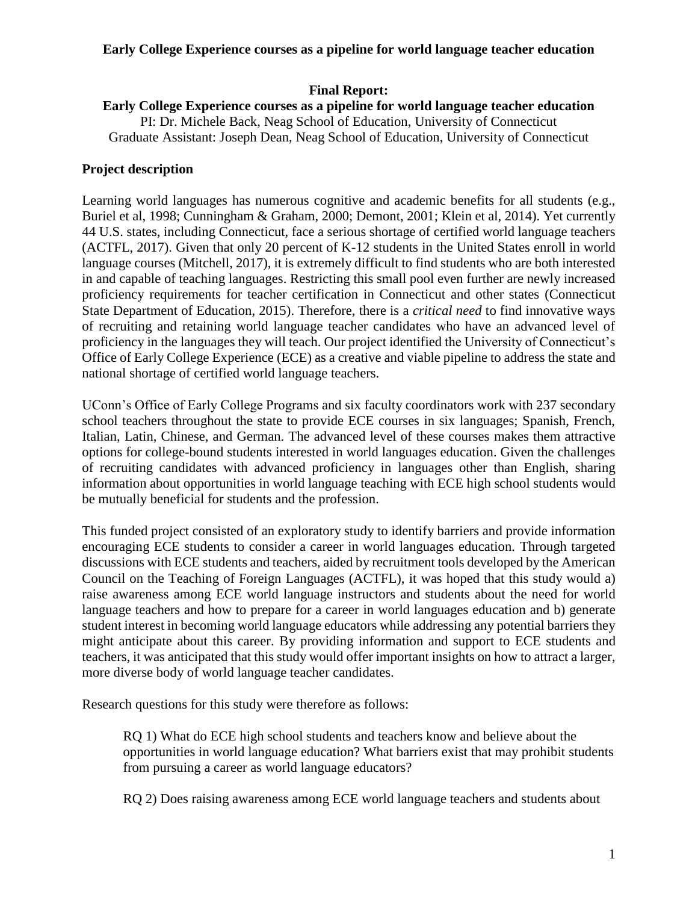# Final Report:
## Early College Experience courses as a pipeline for world language teacher education

PI: Dr. Michele Back, Neag School of Education, University of Connecticut
Graduate Assistant: Joseph Dean, Neag School of Education, University of Connecticut

## Project description

Learning world languages has numerous cognitive and academic benefits for all students (e.g., Buriel et al, 1998; Cunningham & Graham, 2000; Demont, 2001; Klein et al, 2014). Yet currently 44 U.S. states, including Connecticut, face a serious shortage of certified world language teachers (ACTFL, 2017). Given that only 20 percent of K-12 students in the United States enroll in world language courses (Mitchell, 2017), it is extremely difficult to find students who are both interested in and capable of teaching languages. Restricting this small pool even further are newly increased proficiency requirements for teacher certification in Connecticut and other states (Connecticut State Department of Education, 2015). Therefore, there is a *critical need* to find innovative ways of recruiting and retaining world language teacher candidates who have an advanced level of proficiency in the languages they will teach. Our project identified the University of Connecticut's Office of Early College Experience (ECE) as a creative and viable pipeline to address the state and national shortage of certified world language teachers.

UConn's Office of Early College Programs and six faculty coordinators work with 237 secondary school teachers throughout the state to provide ECE courses in six languages; Spanish, French, Italian, Latin, Chinese, and German. The advanced level of these courses makes them attractive options for college-bound students interested in world languages education. Given the challenges of recruiting candidates with advanced proficiency in languages other than English, sharing information about opportunities in world language teaching with ECE high school students would be mutually beneficial for students and the profession.

This funded project consisted of an exploratory study to identify barriers and provide information encouraging ECE students to consider a career in world languages education. Through targeted discussions with ECE students and teachers, aided by recruitment tools developed by the American Council on the Teaching of Foreign Languages (ACTFL), it was hoped that this study would a) raise awareness among ECE world language instructors and students about the need for world language teachers and how to prepare for a career in world languages education and b) generate student interest in becoming world language educators while addressing any potential barriers they might anticipate about this career. By providing information and support to ECE students and teachers, it was anticipated that this study would offer important insights on how to attract a larger, more diverse body of world language teacher candidates.

Research questions for this study were therefore as follows:

RQ 1) What do ECE high school students and teachers know and believe about the opportunities in world language education? What barriers exist that may prohibit students from pursuing a career as world language educators?

RQ 2) Does raising awareness among ECE world language teachers and students about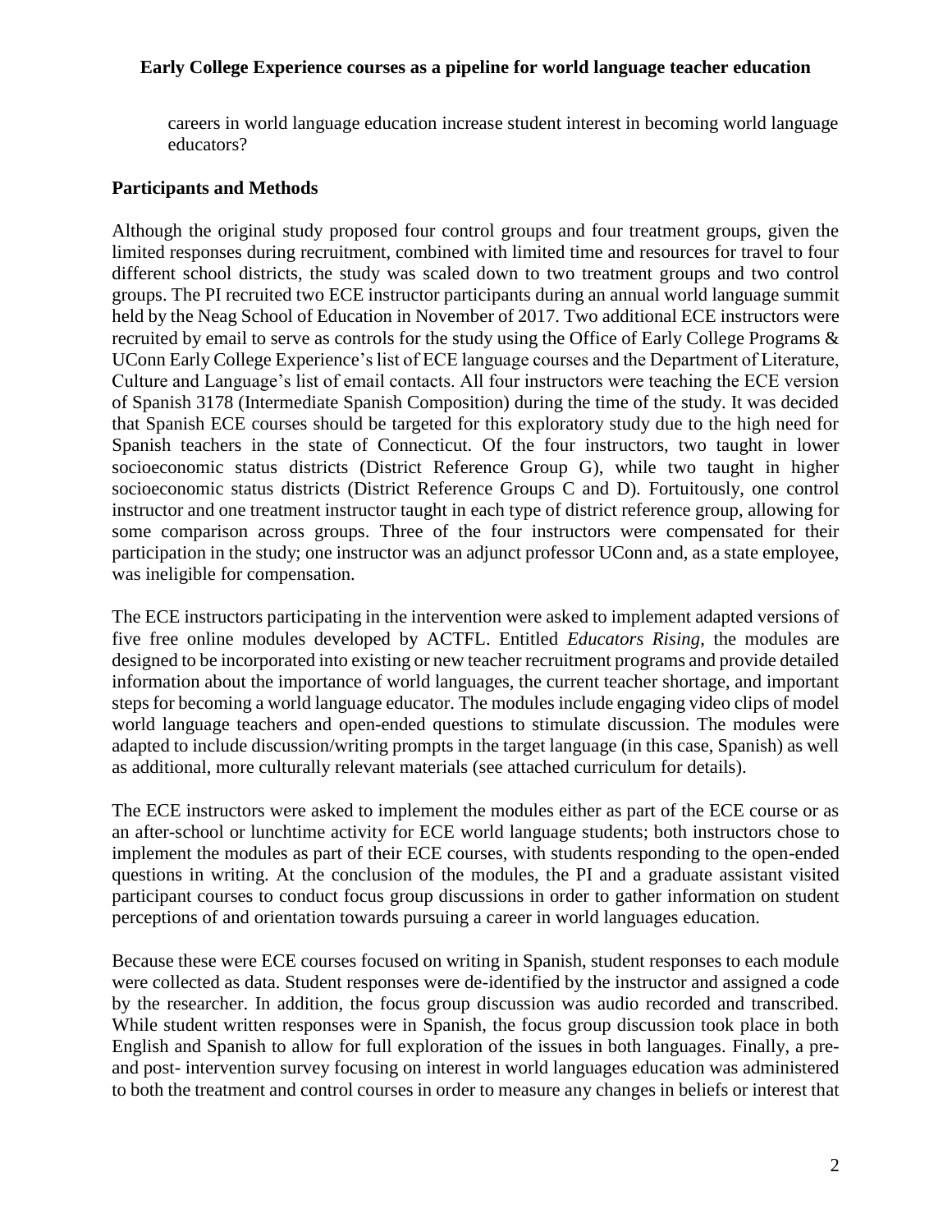careers in world language education increase student interest in becoming world language educators?

## Participants and Methods

Although the original study proposed four control groups and four treatment groups, given the limited responses during recruitment, combined with limited time and resources for travel to four different school districts, the study was scaled down to two treatment groups and two control groups. The PI recruited two ECE instructor participants during an annual world language summit held by the Neag School of Education in November of 2017. Two additional ECE instructors were recruited by email to serve as controls for the study using the Office of Early College Programs & UConn Early College Experience's list of ECE language courses and the Department of Literature, Culture and Language's list of email contacts. All four instructors were teaching the ECE version of Spanish 3178 (Intermediate Spanish Composition) during the time of the study. It was decided that Spanish ECE courses should be targeted for this exploratory study due to the high need for Spanish teachers in the state of Connecticut. Of the four instructors, two taught in lower socioeconomic status districts (District Reference Group G), while two taught in higher socioeconomic status districts (District Reference Groups C and D). Fortuitously, one control instructor and one treatment instructor taught in each type of district reference group, allowing for some comparison across groups. Three of the four instructors were compensated for their participation in the study; one instructor was an adjunct professor UConn and, as a state employee, was ineligible for compensation.

The ECE instructors participating in the intervention were asked to implement adapted versions of five free online modules developed by ACTFL. Entitled *Educators Rising*, the modules are designed to be incorporated into existing or new teacher recruitment programs and provide detailed information about the importance of world languages, the current teacher shortage, and important steps for becoming a world language educator. The modules include engaging video clips of model world language teachers and open-ended questions to stimulate discussion. The modules were adapted to include discussion/writing prompts in the target language (in this case, Spanish) as well as additional, more culturally relevant materials (see attached curriculum for details).

The ECE instructors were asked to implement the modules either as part of the ECE course or as an after-school or lunchtime activity for ECE world language students; both instructors chose to implement the modules as part of their ECE courses, with students responding to the open-ended questions in writing. At the conclusion of the modules, the PI and a graduate assistant visited participant courses to conduct focus group discussions in order to gather information on student perceptions of and orientation towards pursuing a career in world languages education.

Because these were ECE courses focused on writing in Spanish, student responses to each module were collected as data. Student responses were de-identified by the instructor and assigned a code by the researcher. In addition, the focus group discussion was audio recorded and transcribed. While student written responses were in Spanish, the focus group discussion took place in both English and Spanish to allow for full exploration of the issues in both languages. Finally, a pre- and post- intervention survey focusing on interest in world languages education was administered to both the treatment and control courses in order to measure any changes in beliefs or interest that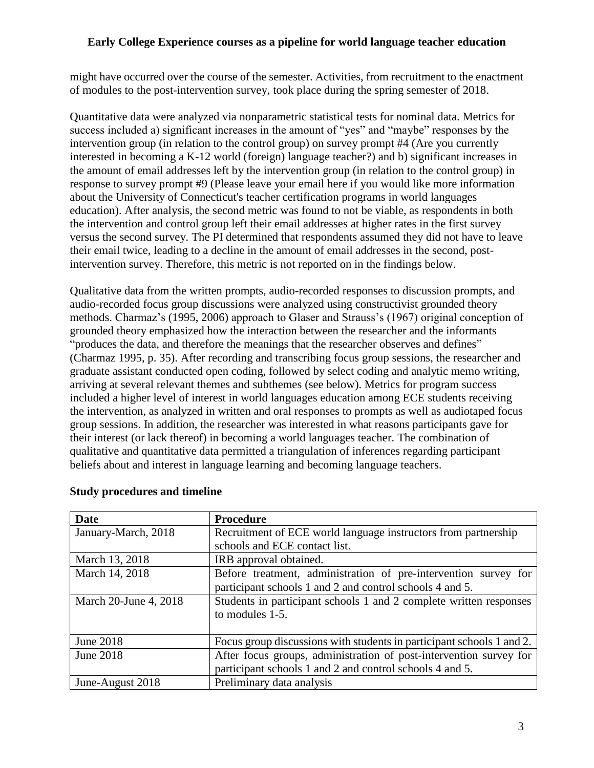might have occurred over the course of the semester. Activities, from recruitment to the enactment of modules to the post-intervention survey, took place during the spring semester of 2018.

Quantitative data were analyzed via nonparametric statistical tests for nominal data. Metrics for success included a) significant increases in the amount of "yes" and "maybe" responses by the intervention group (in relation to the control group) on survey prompt #4 (Are you currently interested in becoming a K-12 world (foreign) language teacher?) and b) significant increases in the amount of email addresses left by the intervention group (in relation to the control group) in response to survey prompt #9 (Please leave your email here if you would like more information about the University of Connecticut's teacher certification programs in world languages education). After analysis, the second metric was found to not be viable, as respondents in both the intervention and control group left their email addresses at higher rates in the first survey versus the second survey. The PI determined that respondents assumed they did not have to leave their email twice, leading to a decline in the amount of email addresses in the second, post-intervention survey. Therefore, this metric is not reported on in the findings below.

Qualitative data from the written prompts, audio-recorded responses to discussion prompts, and audio-recorded focus group discussions were analyzed using constructivist grounded theory methods. Charmaz's (1995, 2006) approach to Glaser and Strauss's (1967) original conception of grounded theory emphasized how the interaction between the researcher and the informants "produces the data, and therefore the meanings that the researcher observes and defines" (Charmaz 1995, p. 35). After recording and transcribing focus group sessions, the researcher and graduate assistant conducted open coding, followed by select coding and analytic memo writing, arriving at several relevant themes and subthemes (see below). Metrics for program success included a higher level of interest in world languages education among ECE students receiving the intervention, as analyzed in written and oral responses to prompts as well as audiotaped focus group sessions. In addition, the researcher was interested in what reasons participants gave for their interest (or lack thereof) in becoming a world languages teacher. The combination of qualitative and quantitative data permitted a triangulation of inferences regarding participant beliefs about and interest in language learning and becoming language teachers.

**Study procedures and timeline**

| Date | Procedure |
|---|---|
| January-March, 2018 | Recruitment of ECE world language instructors from partnership schools and ECE contact list. |
| March 13, 2018 | IRB approval obtained. |
| March 14, 2018 | Before treatment, administration of pre-intervention survey for participant schools 1 and 2 and control schools 4 and 5. |
| March 20-June 4, 2018 | Students in participant schools 1 and 2 complete written responses to modules 1-5. |
| June 2018 | Focus group discussions with students in participant schools 1 and 2. |
| June 2018 | After focus groups, administration of post-intervention survey for participant schools 1 and 2 and control schools 4 and 5. |
| June-August 2018 | Preliminary data analysis |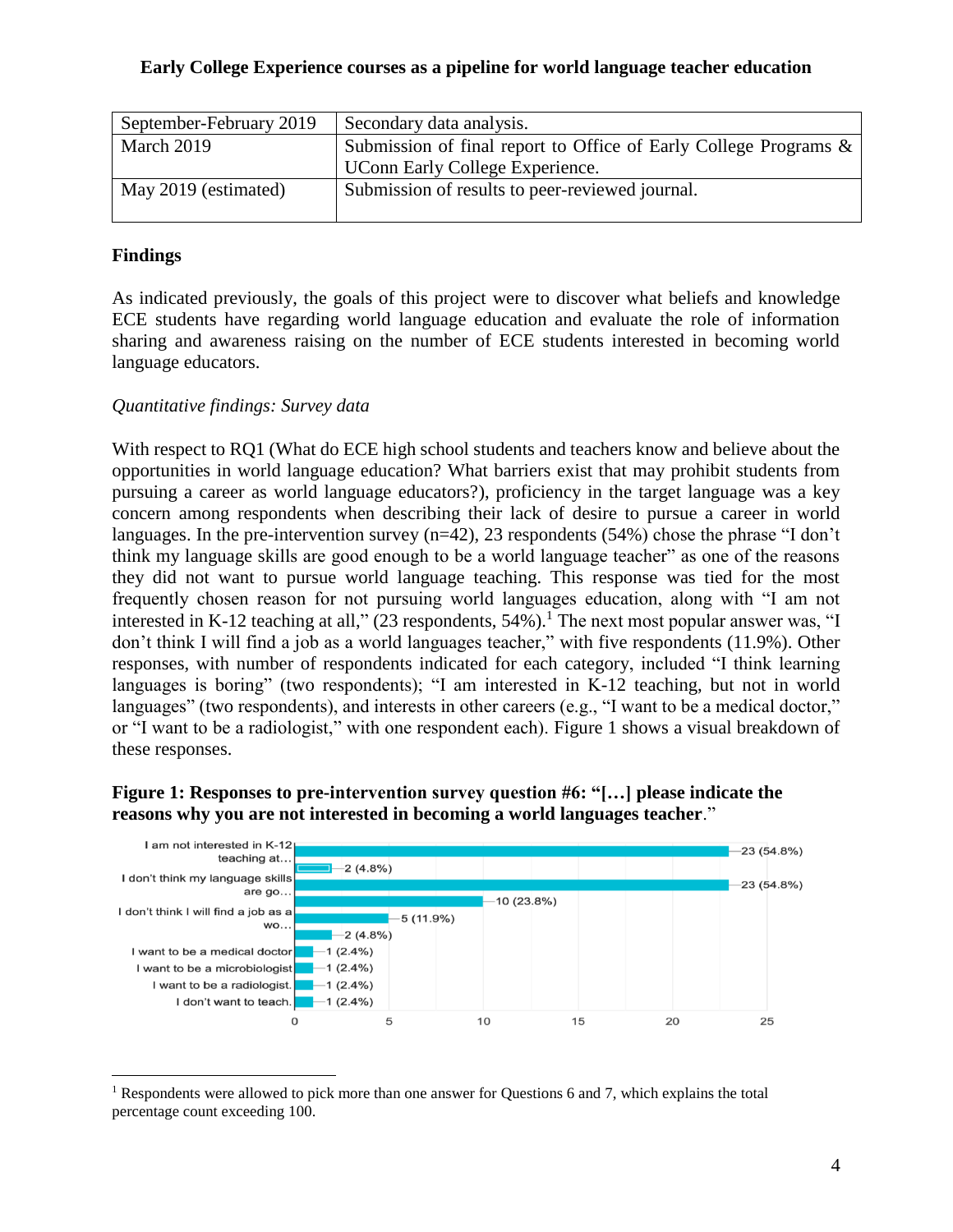| September-February 2019 | Secondary data analysis. |
| --- | --- |
| March 2019 | Submission of final report to Office of Early College Programs & UConn Early College Experience. |
| May 2019 (estimated) | Submission of results to peer-reviewed journal. |

## Findings

As indicated previously, the goals of this project were to discover what beliefs and knowledge ECE students have regarding world language education and evaluate the role of information sharing and awareness raising on the number of ECE students interested in becoming world language educators.

### *Quantitative findings: Survey data*

With respect to RQ1 (What do ECE high school students and teachers know and believe about the opportunities in world language education? What barriers exist that may prohibit students from pursuing a career as world language educators?), proficiency in the target language was a key concern among respondents when describing their lack of desire to pursue a career in world languages. In the pre-intervention survey (n=42), 23 respondents (54%) chose the phrase "I don't think my language skills are good enough to be a world language teacher" as one of the reasons they did not want to pursue world language teaching. This response was tied for the most frequently chosen reason for not pursuing world languages education, along with "I am not interested in K-12 teaching at all," (23 respondents, 54%).[1] The next most popular answer was, "I don't think I will find a job as a world languages teacher," with five respondents (11.9%). Other responses, with number of respondents indicated for each category, included "I think learning languages is boring" (two respondents); "I am interested in K-12 teaching, but not in world languages" (two respondents), and interests in other careers (e.g., "I want to be a medical doctor," or "I want to be a radiologist," with one respondent each). Figure 1 shows a visual breakdown of these responses.

**Figure 1: Responses to pre-intervention survey question #6: "[…] please indicate the reasons why you are not interested in becoming a world languages teacher**."

| Response | Count (%) |
| --- | --- |
| I am not interested in K-12 teaching at… | 23 (54.8%) |
| | 2 (4.8%) |
| I don't think my language skills are go… | 23 (54.8%) |
| | 10 (23.8%) |
| I don't think I will find a job as a wo… | 5 (11.9%) |
| | 2 (4.8%) |
| I want to be a medical doctor | 1 (2.4%) |
| I want to be a microbiologist | 1 (2.4%) |
| I want to be a radiologist. | 1 (2.4%) |
| I don't want to teach. | 1 (2.4%) |

[1] Respondents were allowed to pick more than one answer for Questions 6 and 7, which explains the total percentage count exceeding 100.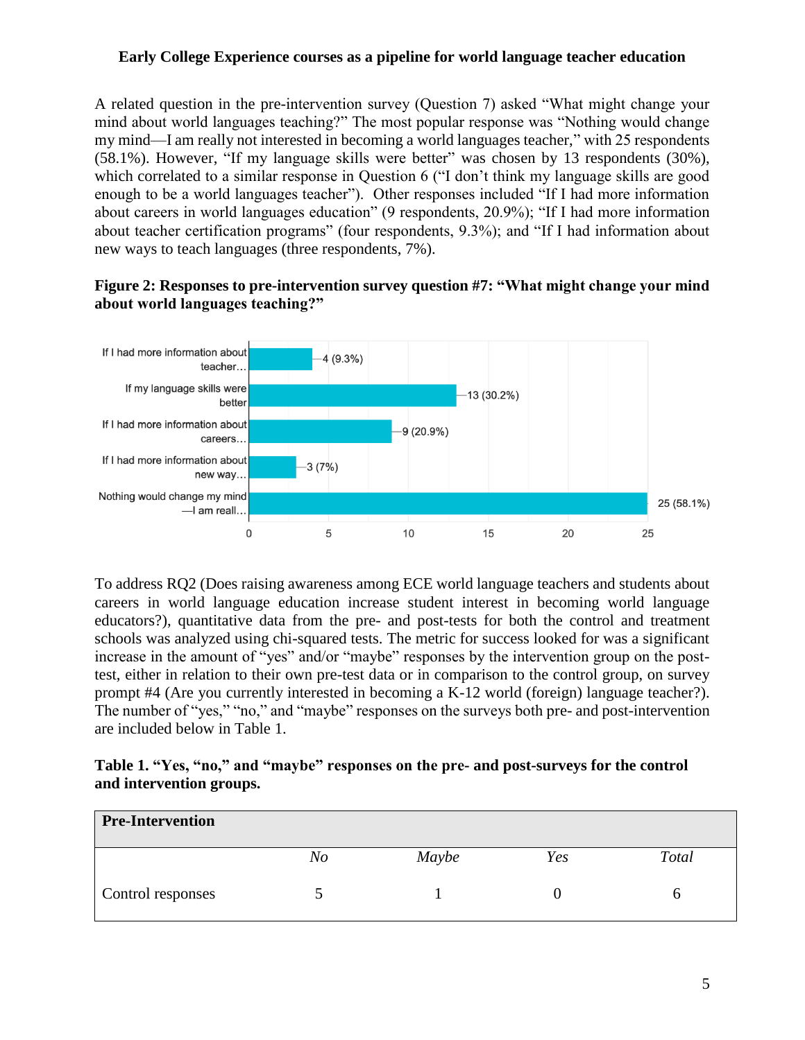A related question in the pre-intervention survey (Question 7) asked "What might change your mind about world languages teaching?" The most popular response was "Nothing would change my mind—I am really not interested in becoming a world languages teacher," with 25 respondents (58.1%). However, "If my language skills were better" was chosen by 13 respondents (30%), which correlated to a similar response in Question 6 ("I don't think my language skills are good enough to be a world languages teacher"). Other responses included "If I had more information about careers in world languages education" (9 respondents, 20.9%); "If I had more information about teacher certification programs" (four respondents, 9.3%); and "If I had information about new ways to teach languages (three respondents, 7%).

**Figure 2: Responses to pre-intervention survey question #7: "What might change your mind about world languages teaching?"**

| Response | Count |
|---|---|
| If I had more information about teacher… | 4 (9.3%) |
| If my language skills were better | 13 (30.2%) |
| If I had more information about careers… | 9 (20.9%) |
| If I had more information about new way… | 3 (7%) |
| Nothing would change my mind —I am reall… | 25 (58.1%) |

To address RQ2 (Does raising awareness among ECE world language teachers and students about careers in world language education increase student interest in becoming world language educators?), quantitative data from the pre- and post-tests for both the control and treatment schools was analyzed using chi-squared tests. The metric for success looked for was a significant increase in the amount of "yes" and/or "maybe" responses by the intervention group on the post-test, either in relation to their own pre-test data or in comparison to the control group, on survey prompt #4 (Are you currently interested in becoming a K-12 world (foreign) language teacher?). The number of "yes," "no," and "maybe" responses on the surveys both pre- and post-intervention are included below in Table 1.

**Table 1. "Yes, "no," and "maybe" responses on the pre- and post-surveys for the control and intervention groups.**

| **Pre-Intervention** | | | | |
|---|---|---|---|---|
| | *No* | *Maybe* | *Yes* | *Total* |
| Control responses | 5 | 1 | 0 | 6 |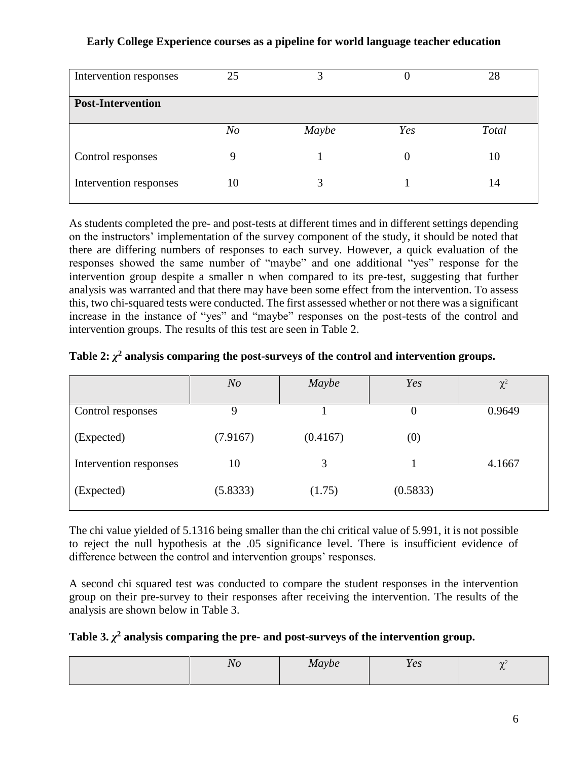| Intervention responses | 25 | 3 | 0 | 28 |
|---|---|---|---|---|
| **Post-Intervention** | | | | |
| | *No* | *Maybe* | *Yes* | *Total* |
| Control responses | 9 | 1 | 0 | 10 |
| Intervention responses | 10 | 3 | 1 | 14 |

As students completed the pre- and post-tests at different times and in different settings depending on the instructors' implementation of the survey component of the study, it should be noted that there are differing numbers of responses to each survey. However, a quick evaluation of the responses showed the same number of "maybe" and one additional "yes" response for the intervention group despite a smaller n when compared to its pre-test, suggesting that further analysis was warranted and that there may have been some effect from the intervention. To assess this, two chi-squared tests were conducted. The first assessed whether or not there was a significant increase in the instance of "yes" and "maybe" responses on the post-tests of the control and intervention groups. The results of this test are seen in Table 2.

**Table 2: $\chi^2$ analysis comparing the post-surveys of the control and intervention groups.**

| | *No* | *Maybe* | *Yes* | $\chi^2$ |
|---|---|---|---|---|
| Control responses | 9 | 1 | 0 | 0.9649 |
| (Expected) | (7.9167) | (0.4167) | (0) | |
| Intervention responses | 10 | 3 | 1 | 4.1667 |
| (Expected) | (5.8333) | (1.75) | (0.5833) | |

The chi value yielded of 5.1316 being smaller than the chi critical value of 5.991, it is not possible to reject the null hypothesis at the .05 significance level. There is insufficient evidence of difference between the control and intervention groups' responses.

A second chi squared test was conducted to compare the student responses in the intervention group on their pre-survey to their responses after receiving the intervention. The results of the analysis are shown below in Table 3.

**Table 3. $\chi^2$ analysis comparing the pre- and post-surveys of the intervention group.**

| | *No* | *Maybe* | *Yes* | $\chi^2$ |
|---|---|---|---|---|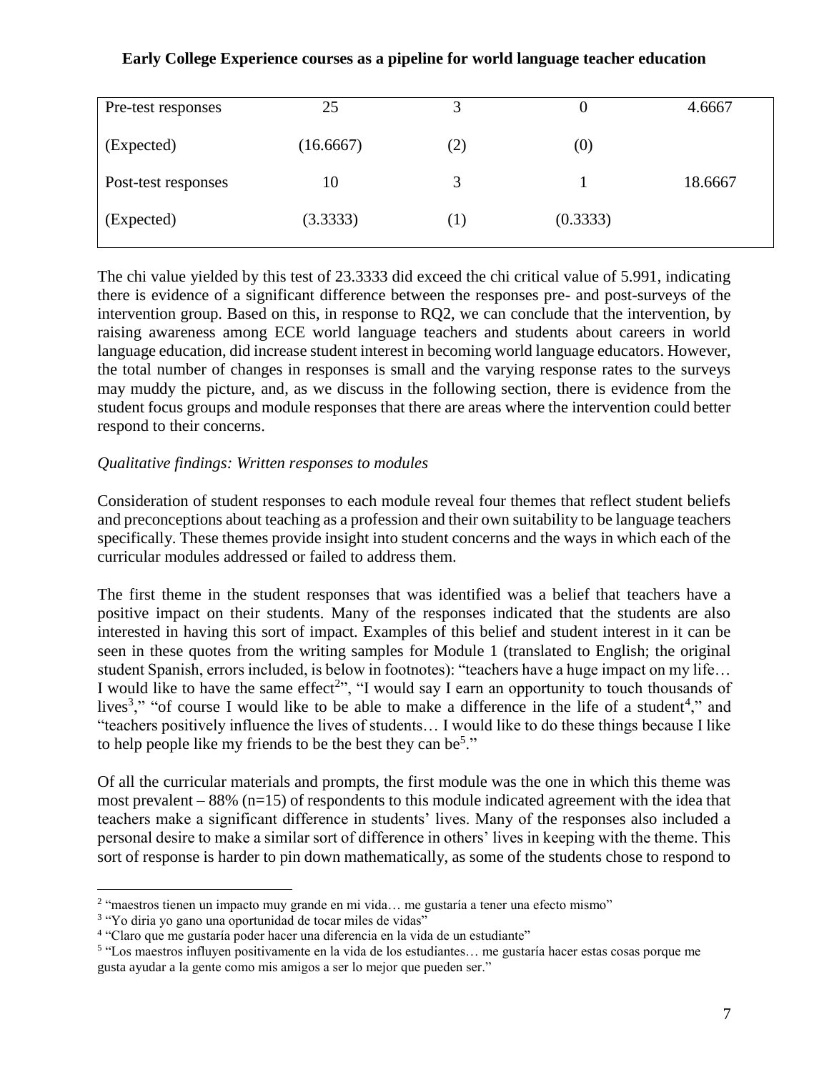| Pre-test responses | 25 | 3 | 0 | 4.6667 |
|---|---|---|---|---|
| (Expected) | (16.6667) | (2) | (0) | |
| Post-test responses | 10 | 3 | 1 | 18.6667 |
| (Expected) | (3.3333) | (1) | (0.3333) | |

The chi value yielded by this test of 23.3333 did exceed the chi critical value of 5.991, indicating there is evidence of a significant difference between the responses pre- and post-surveys of the intervention group. Based on this, in response to RQ2, we can conclude that the intervention, by raising awareness among ECE world language teachers and students about careers in world language education, did increase student interest in becoming world language educators. However, the total number of changes in responses is small and the varying response rates to the surveys may muddy the picture, and, as we discuss in the following section, there is evidence from the student focus groups and module responses that there are areas where the intervention could better respond to their concerns.

*Qualitative findings: Written responses to modules*

Consideration of student responses to each module reveal four themes that reflect student beliefs and preconceptions about teaching as a profession and their own suitability to be language teachers specifically. These themes provide insight into student concerns and the ways in which each of the curricular modules addressed or failed to address them.

The first theme in the student responses that was identified was a belief that teachers have a positive impact on their students. Many of the responses indicated that the students are also interested in having this sort of impact. Examples of this belief and student interest in it can be seen in these quotes from the writing samples for Module 1 (translated to English; the original student Spanish, errors included, is below in footnotes): "teachers have a huge impact on my life… I would like to have the same effect[2]", "I would say I earn an opportunity to touch thousands of lives[3]," "of course I would like to be able to make a difference in the life of a student[4]," and "teachers positively influence the lives of students… I would like to do these things because I like to help people like my friends to be the best they can be[5]."

Of all the curricular materials and prompts, the first module was the one in which this theme was most prevalent – 88% (n=15) of respondents to this module indicated agreement with the idea that teachers make a significant difference in students' lives. Many of the responses also included a personal desire to make a similar sort of difference in others' lives in keeping with the theme. This sort of response is harder to pin down mathematically, as some of the students chose to respond to

[2] "maestros tienen un impacto muy grande en mi vida… me gustaría a tener una efecto mismo"

[3] "Yo diria yo gano una oportunidad de tocar miles de vidas"

[4] "Claro que me gustaría poder hacer una diferencia en la vida de un estudiante"

[5] "Los maestros influyen positivamente en la vida de los estudiantes… me gustaría hacer estas cosas porque me gusta ayudar a la gente como mis amigos a ser lo mejor que pueden ser."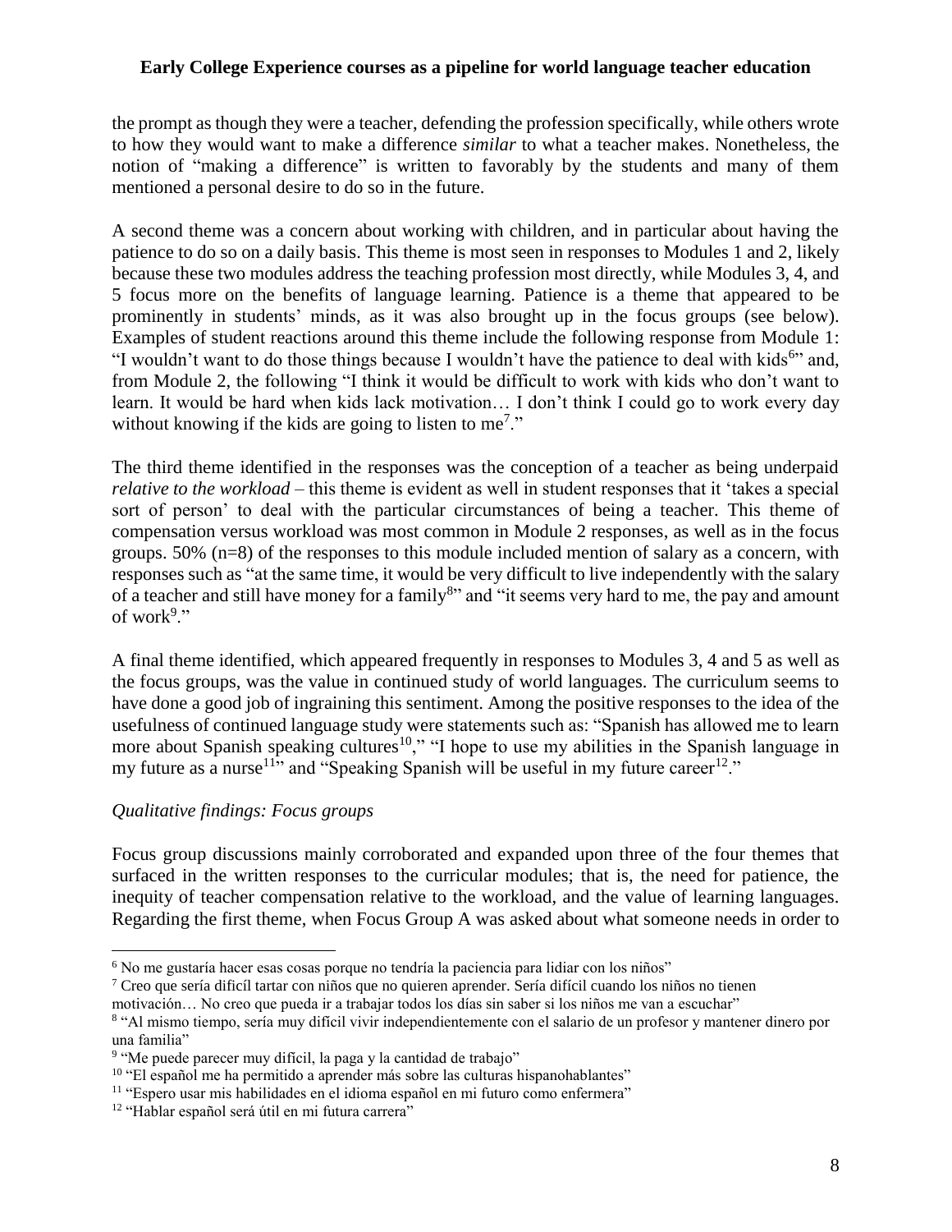the prompt as though they were a teacher, defending the profession specifically, while others wrote to how they would want to make a difference *similar* to what a teacher makes. Nonetheless, the notion of "making a difference" is written to favorably by the students and many of them mentioned a personal desire to do so in the future.

A second theme was a concern about working with children, and in particular about having the patience to do so on a daily basis. This theme is most seen in responses to Modules 1 and 2, likely because these two modules address the teaching profession most directly, while Modules 3, 4, and 5 focus more on the benefits of language learning. Patience is a theme that appeared to be prominently in students' minds, as it was also brought up in the focus groups (see below). Examples of student reactions around this theme include the following response from Module 1: "I wouldn't want to do those things because I wouldn't have the patience to deal with kids[6]" and, from Module 2, the following "I think it would be difficult to work with kids who don't want to learn. It would be hard when kids lack motivation… I don't think I could go to work every day without knowing if the kids are going to listen to me[7]."

The third theme identified in the responses was the conception of a teacher as being underpaid *relative to the workload* – this theme is evident as well in student responses that it 'takes a special sort of person' to deal with the particular circumstances of being a teacher. This theme of compensation versus workload was most common in Module 2 responses, as well as in the focus groups. 50% (n=8) of the responses to this module included mention of salary as a concern, with responses such as "at the same time, it would be very difficult to live independently with the salary of a teacher and still have money for a family[8]" and "it seems very hard to me, the pay and amount of work[9]."

A final theme identified, which appeared frequently in responses to Modules 3, 4 and 5 as well as the focus groups, was the value in continued study of world languages. The curriculum seems to have done a good job of ingraining this sentiment. Among the positive responses to the idea of the usefulness of continued language study were statements such as: "Spanish has allowed me to learn more about Spanish speaking cultures[10]," "I hope to use my abilities in the Spanish language in my future as a nurse[11]" and "Speaking Spanish will be useful in my future career[12]."

*Qualitative findings: Focus groups*

Focus group discussions mainly corroborated and expanded upon three of the four themes that surfaced in the written responses to the curricular modules; that is, the need for patience, the inequity of teacher compensation relative to the workload, and the value of learning languages. Regarding the first theme, when Focus Group A was asked about what someone needs in order to

---

[6] No me gustaría hacer esas cosas porque no tendría la paciencia para lidiar con los niños"

[7] Creo que sería dificíl tartar con niños que no quieren aprender. Sería difícil cuando los niños no tienen motivación… No creo que pueda ir a trabajar todos los días sin saber si los niños me van a escuchar"

[8] "Al mismo tiempo, sería muy difícil vivir independientemente con el salario de un profesor y mantener dinero por una familia"

[9] "Me puede parecer muy difícil, la paga y la cantidad de trabajo"

[10] "El español me ha permitido a aprender más sobre las culturas hispanohablantes"

[11] "Espero usar mis habilidades en el idioma español en mi futuro como enfermera"

[12] "Hablar español será útil en mi futura carrera"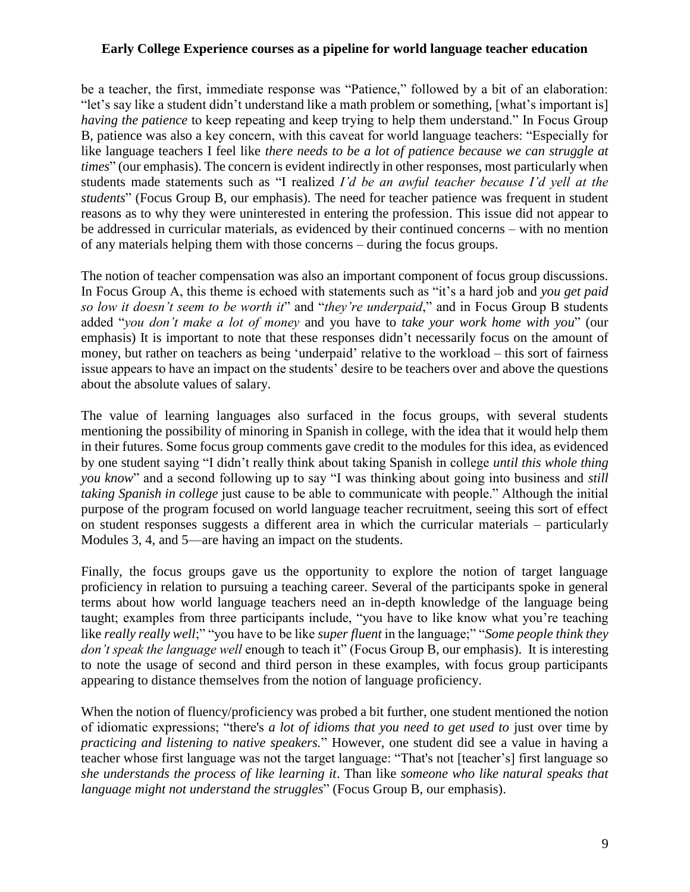be a teacher, the first, immediate response was "Patience," followed by a bit of an elaboration: "let's say like a student didn't understand like a math problem or something, [what's important is] *having the patience* to keep repeating and keep trying to help them understand." In Focus Group B, patience was also a key concern, with this caveat for world language teachers: "Especially for like language teachers I feel like *there needs to be a lot of patience because we can struggle at times*" (our emphasis). The concern is evident indirectly in other responses, most particularly when students made statements such as "I realized *I'd be an awful teacher because I'd yell at the students*" (Focus Group B, our emphasis). The need for teacher patience was frequent in student reasons as to why they were uninterested in entering the profession. This issue did not appear to be addressed in curricular materials, as evidenced by their continued concerns – with no mention of any materials helping them with those concerns – during the focus groups.

The notion of teacher compensation was also an important component of focus group discussions. In Focus Group A, this theme is echoed with statements such as "it's a hard job and *you get paid so low it doesn't seem to be worth it*" and "*they're underpaid*," and in Focus Group B students added "*you don't make a lot of money* and you have to *take your work home with you*" (our emphasis) It is important to note that these responses didn't necessarily focus on the amount of money, but rather on teachers as being 'underpaid' relative to the workload – this sort of fairness issue appears to have an impact on the students' desire to be teachers over and above the questions about the absolute values of salary.

The value of learning languages also surfaced in the focus groups, with several students mentioning the possibility of minoring in Spanish in college, with the idea that it would help them in their futures. Some focus group comments gave credit to the modules for this idea, as evidenced by one student saying "I didn't really think about taking Spanish in college *until this whole thing you know*" and a second following up to say "I was thinking about going into business and *still taking Spanish in college* just cause to be able to communicate with people." Although the initial purpose of the program focused on world language teacher recruitment, seeing this sort of effect on student responses suggests a different area in which the curricular materials – particularly Modules 3, 4, and 5—are having an impact on the students.

Finally, the focus groups gave us the opportunity to explore the notion of target language proficiency in relation to pursuing a teaching career. Several of the participants spoke in general terms about how world language teachers need an in-depth knowledge of the language being taught; examples from three participants include, "you have to like know what you're teaching like *really really well*;" "you have to be like *super fluent* in the language;" "*Some people think they don't speak the language well* enough to teach it" (Focus Group B, our emphasis). It is interesting to note the usage of second and third person in these examples, with focus group participants appearing to distance themselves from the notion of language proficiency.

When the notion of fluency/proficiency was probed a bit further, one student mentioned the notion of idiomatic expressions; "there's *a lot of idioms that you need to get used to* just over time by *practicing and listening to native speakers.*" However, one student did see a value in having a teacher whose first language was not the target language: "That's not [teacher's] first language so *she understands the process of like learning it*. Than like *someone who like natural speaks that language might not understand the struggles*" (Focus Group B, our emphasis).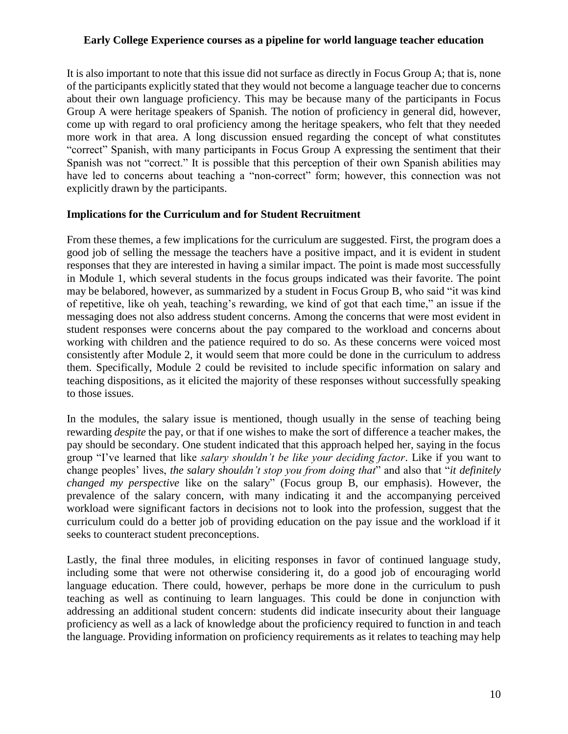It is also important to note that this issue did not surface as directly in Focus Group A; that is, none of the participants explicitly stated that they would not become a language teacher due to concerns about their own language proficiency. This may be because many of the participants in Focus Group A were heritage speakers of Spanish. The notion of proficiency in general did, however, come up with regard to oral proficiency among the heritage speakers, who felt that they needed more work in that area. A long discussion ensued regarding the concept of what constitutes "correct" Spanish, with many participants in Focus Group A expressing the sentiment that their Spanish was not "correct." It is possible that this perception of their own Spanish abilities may have led to concerns about teaching a "non-correct" form; however, this connection was not explicitly drawn by the participants.

## Implications for the Curriculum and for Student Recruitment

From these themes, a few implications for the curriculum are suggested. First, the program does a good job of selling the message the teachers have a positive impact, and it is evident in student responses that they are interested in having a similar impact. The point is made most successfully in Module 1, which several students in the focus groups indicated was their favorite. The point may be belabored, however, as summarized by a student in Focus Group B, who said "it was kind of repetitive, like oh yeah, teaching's rewarding, we kind of got that each time," an issue if the messaging does not also address student concerns. Among the concerns that were most evident in student responses were concerns about the pay compared to the workload and concerns about working with children and the patience required to do so. As these concerns were voiced most consistently after Module 2, it would seem that more could be done in the curriculum to address them. Specifically, Module 2 could be revisited to include specific information on salary and teaching dispositions, as it elicited the majority of these responses without successfully speaking to those issues.

In the modules, the salary issue is mentioned, though usually in the sense of teaching being rewarding *despite* the pay, or that if one wishes to make the sort of difference a teacher makes, the pay should be secondary. One student indicated that this approach helped her, saying in the focus group "I've learned that like *salary shouldn't be like your deciding factor*. Like if you want to change peoples' lives, *the salary shouldn't stop you from doing that*" and also that "*it definitely changed my perspective* like on the salary" (Focus group B, our emphasis). However, the prevalence of the salary concern, with many indicating it and the accompanying perceived workload were significant factors in decisions not to look into the profession, suggest that the curriculum could do a better job of providing education on the pay issue and the workload if it seeks to counteract student preconceptions.

Lastly, the final three modules, in eliciting responses in favor of continued language study, including some that were not otherwise considering it, do a good job of encouraging world language education. There could, however, perhaps be more done in the curriculum to push teaching as well as continuing to learn languages. This could be done in conjunction with addressing an additional student concern: students did indicate insecurity about their language proficiency as well as a lack of knowledge about the proficiency required to function in and teach the language. Providing information on proficiency requirements as it relates to teaching may help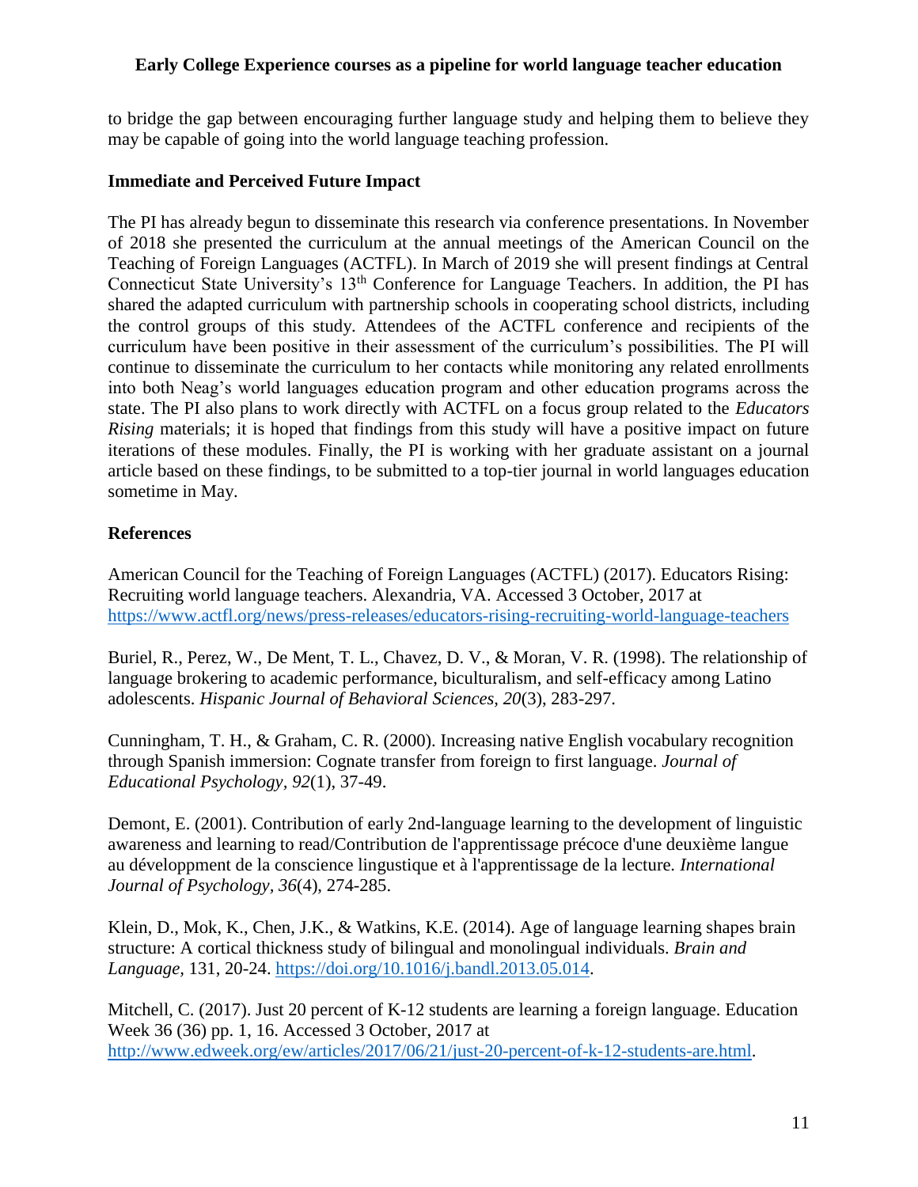to bridge the gap between encouraging further language study and helping them to believe they may be capable of going into the world language teaching profession.

### Immediate and Perceived Future Impact

The PI has already begun to disseminate this research via conference presentations. In November of 2018 she presented the curriculum at the annual meetings of the American Council on the Teaching of Foreign Languages (ACTFL). In March of 2019 she will present findings at Central Connecticut State University's 13th Conference for Language Teachers. In addition, the PI has shared the adapted curriculum with partnership schools in cooperating school districts, including the control groups of this study. Attendees of the ACTFL conference and recipients of the curriculum have been positive in their assessment of the curriculum's possibilities. The PI will continue to disseminate the curriculum to her contacts while monitoring any related enrollments into both Neag's world languages education program and other education programs across the state. The PI also plans to work directly with ACTFL on a focus group related to the *Educators Rising* materials; it is hoped that findings from this study will have a positive impact on future iterations of these modules. Finally, the PI is working with her graduate assistant on a journal article based on these findings, to be submitted to a top-tier journal in world languages education sometime in May.

### References

American Council for the Teaching of Foreign Languages (ACTFL) (2017). Educators Rising: Recruiting world language teachers. Alexandria, VA. Accessed 3 October, 2017 at https://www.actfl.org/news/press-releases/educators-rising-recruiting-world-language-teachers

Buriel, R., Perez, W., De Ment, T. L., Chavez, D. V., & Moran, V. R. (1998). The relationship of language brokering to academic performance, biculturalism, and self-efficacy among Latino adolescents. *Hispanic Journal of Behavioral Sciences, 20*(3), 283-297.

Cunningham, T. H., & Graham, C. R. (2000). Increasing native English vocabulary recognition through Spanish immersion: Cognate transfer from foreign to first language. *Journal of Educational Psychology*, *92*(1), 37-49.

Demont, E. (2001). Contribution of early 2nd-language learning to the development of linguistic awareness and learning to read/Contribution de l'apprentissage précoce d'une deuxième langue au développment de la conscience lingustique et à l'apprentissage de la lecture. *International Journal of Psychology*, *36*(4), 274-285.

Klein, D., Mok, K., Chen, J.K., & Watkins, K.E. (2014). Age of language learning shapes brain structure: A cortical thickness study of bilingual and monolingual individuals. *Brain and Language*, 131, 20-24. https://doi.org/10.1016/j.bandl.2013.05.014.

Mitchell, C. (2017). Just 20 percent of K-12 students are learning a foreign language. Education Week 36 (36) pp. 1, 16. Accessed 3 October, 2017 at http://www.edweek.org/ew/articles/2017/06/21/just-20-percent-of-k-12-students-are.html.